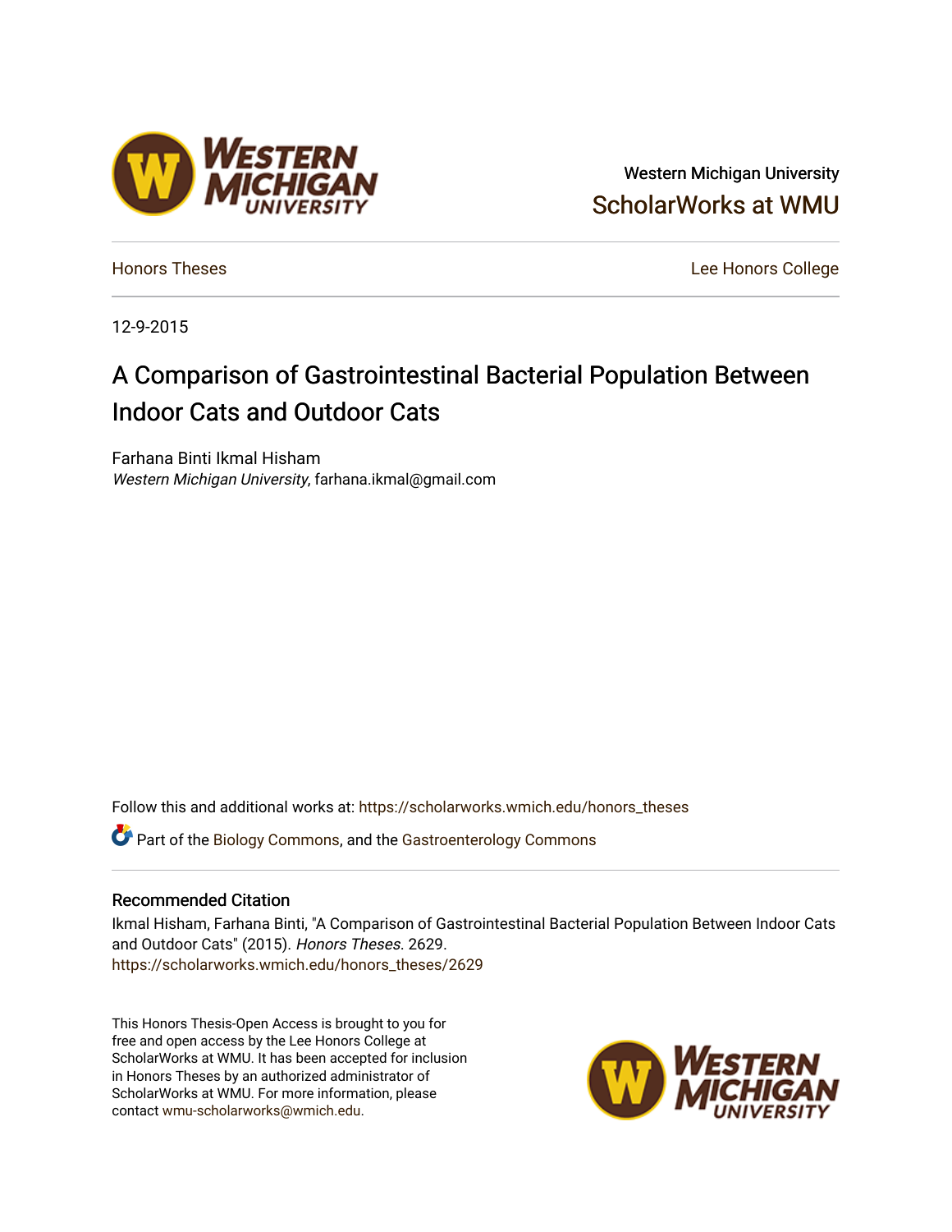Western Michigan University

ScholarWorks at WMU

Honors Theses

Lee Honors College

12-9-2015

# A Comparison of Gastrointestinal Bacterial Population Between Indoor Cats and Outdoor Cats

Farhana Binti Ikmal Hisham
*Western Michigan University*, farhana.ikmal@gmail.com

Follow this and additional works at: https://scholarworks.wmich.edu/honors_theses

Part of the Biology Commons, and the Gastroenterology Commons

## Recommended Citation

Ikmal Hisham, Farhana Binti, "A Comparison of Gastrointestinal Bacterial Population Between Indoor Cats and Outdoor Cats" (2015). *Honors Theses*. 2629.
https://scholarworks.wmich.edu/honors_theses/2629

This Honors Thesis-Open Access is brought to you for free and open access by the Lee Honors College at ScholarWorks at WMU. It has been accepted for inclusion in Honors Theses by an authorized administrator of ScholarWorks at WMU. For more information, please contact wmu-scholarworks@wmich.edu.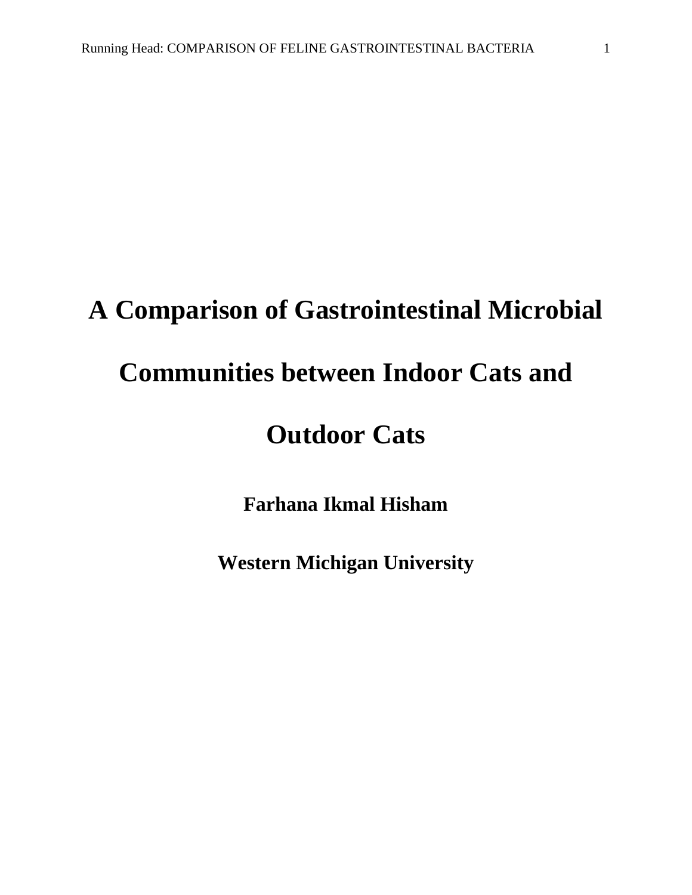# A Comparison of Gastrointestinal Microbial Communities between Indoor Cats and Outdoor Cats

**Farhana Ikmal Hisham**

**Western Michigan University**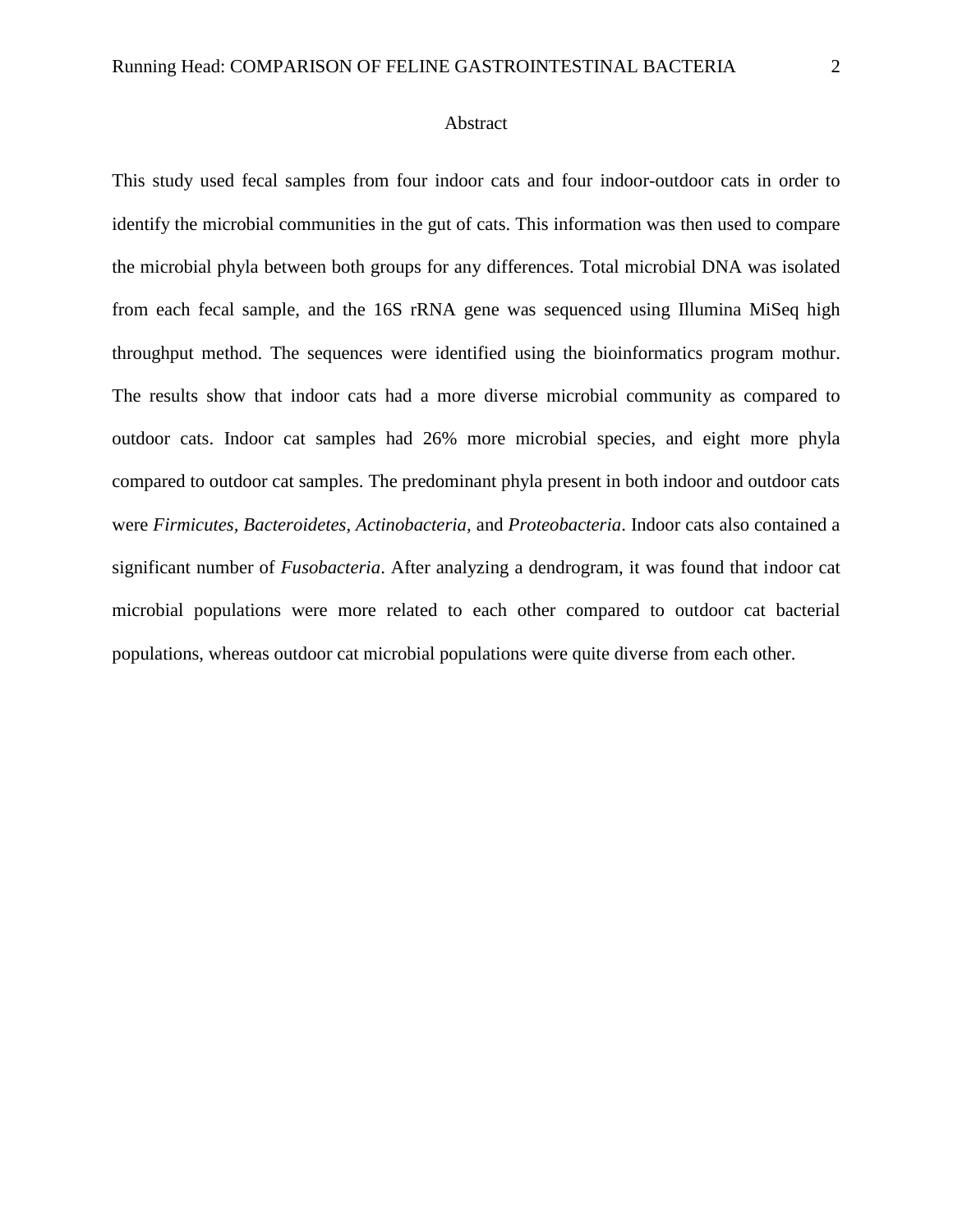## Abstract

This study used fecal samples from four indoor cats and four indoor-outdoor cats in order to identify the microbial communities in the gut of cats. This information was then used to compare the microbial phyla between both groups for any differences. Total microbial DNA was isolated from each fecal sample, and the 16S rRNA gene was sequenced using Illumina MiSeq high throughput method. The sequences were identified using the bioinformatics program mothur. The results show that indoor cats had a more diverse microbial community as compared to outdoor cats. Indoor cat samples had 26% more microbial species, and eight more phyla compared to outdoor cat samples. The predominant phyla present in both indoor and outdoor cats were *Firmicutes, Bacteroidetes, Actinobacteria,* and *Proteobacteria*. Indoor cats also contained a significant number of *Fusobacteria*. After analyzing a dendrogram, it was found that indoor cat microbial populations were more related to each other compared to outdoor cat bacterial populations, whereas outdoor cat microbial populations were quite diverse from each other.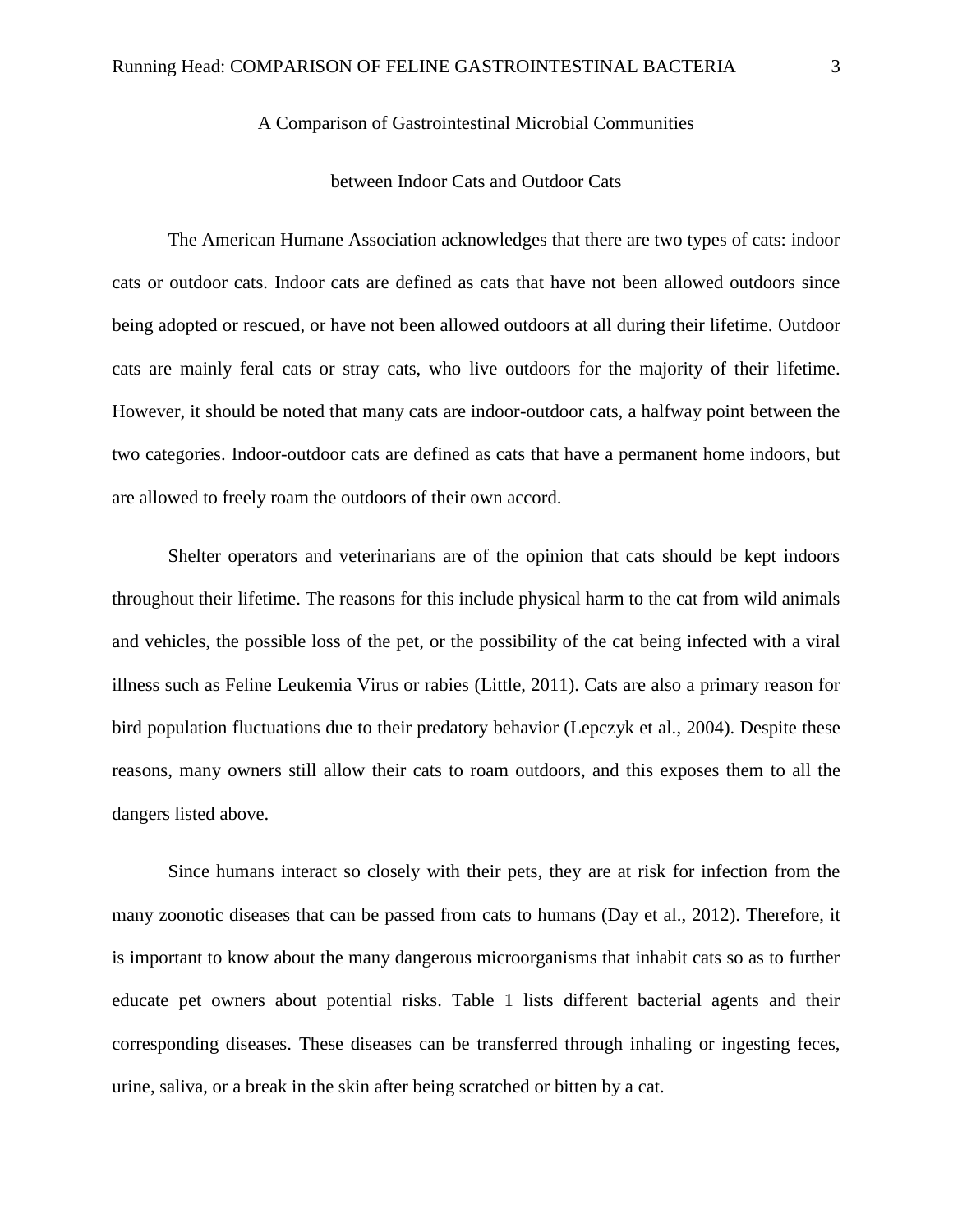# A Comparison of Gastrointestinal Microbial Communities between Indoor Cats and Outdoor Cats

The American Humane Association acknowledges that there are two types of cats: indoor cats or outdoor cats. Indoor cats are defined as cats that have not been allowed outdoors since being adopted or rescued, or have not been allowed outdoors at all during their lifetime. Outdoor cats are mainly feral cats or stray cats, who live outdoors for the majority of their lifetime. However, it should be noted that many cats are indoor-outdoor cats, a halfway point between the two categories. Indoor-outdoor cats are defined as cats that have a permanent home indoors, but are allowed to freely roam the outdoors of their own accord.

Shelter operators and veterinarians are of the opinion that cats should be kept indoors throughout their lifetime. The reasons for this include physical harm to the cat from wild animals and vehicles, the possible loss of the pet, or the possibility of the cat being infected with a viral illness such as Feline Leukemia Virus or rabies (Little, 2011). Cats are also a primary reason for bird population fluctuations due to their predatory behavior (Lepczyk et al., 2004). Despite these reasons, many owners still allow their cats to roam outdoors, and this exposes them to all the dangers listed above.

Since humans interact so closely with their pets, they are at risk for infection from the many zoonotic diseases that can be passed from cats to humans (Day et al., 2012). Therefore, it is important to know about the many dangerous microorganisms that inhabit cats so as to further educate pet owners about potential risks. Table 1 lists different bacterial agents and their corresponding diseases. These diseases can be transferred through inhaling or ingesting feces, urine, saliva, or a break in the skin after being scratched or bitten by a cat.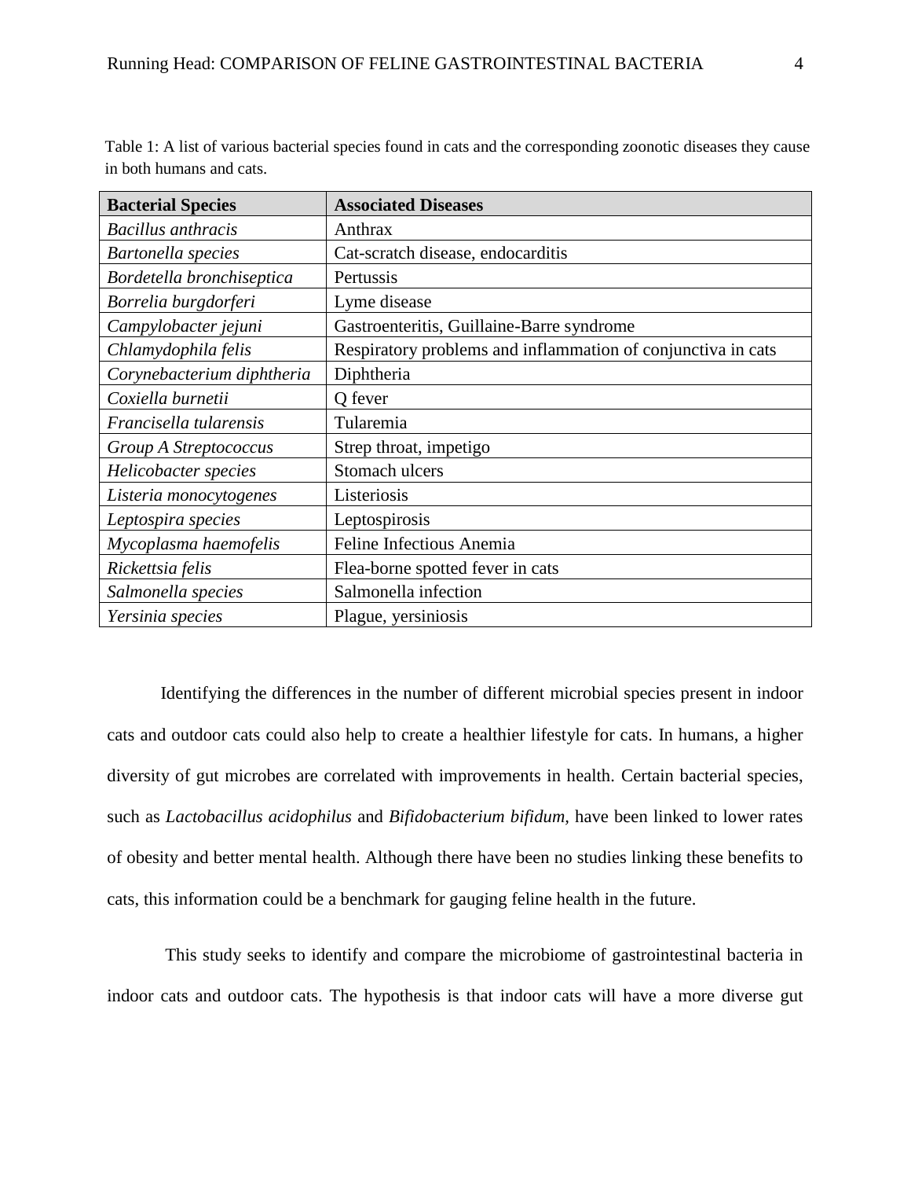Table 1: A list of various bacterial species found in cats and the corresponding zoonotic diseases they cause in both humans and cats.

| Bacterial Species | Associated Diseases |
|---|---|
| *Bacillus anthracis* | Anthrax |
| *Bartonella species* | Cat-scratch disease, endocarditis |
| *Bordetella bronchiseptica* | Pertussis |
| *Borrelia burgdorferi* | Lyme disease |
| *Campylobacter jejuni* | Gastroenteritis, Guillaine-Barre syndrome |
| *Chlamydophila felis* | Respiratory problems and inflammation of conjunctiva in cats |
| *Corynebacterium diphtheria* | Diphtheria |
| *Coxiella burnetii* | Q fever |
| *Francisella tularensis* | Tularemia |
| *Group A Streptococcus* | Strep throat, impetigo |
| *Helicobacter species* | Stomach ulcers |
| *Listeria monocytogenes* | Listeriosis |
| *Leptospira species* | Leptospirosis |
| *Mycoplasma haemofelis* | Feline Infectious Anemia |
| *Rickettsia felis* | Flea-borne spotted fever in cats |
| *Salmonella species* | Salmonella infection |
| *Yersinia species* | Plague, yersiniosis |

Identifying the differences in the number of different microbial species present in indoor cats and outdoor cats could also help to create a healthier lifestyle for cats. In humans, a higher diversity of gut microbes are correlated with improvements in health. Certain bacterial species, such as *Lactobacillus acidophilus* and *Bifidobacterium bifidum,* have been linked to lower rates of obesity and better mental health. Although there have been no studies linking these benefits to cats, this information could be a benchmark for gauging feline health in the future.

This study seeks to identify and compare the microbiome of gastrointestinal bacteria in indoor cats and outdoor cats. The hypothesis is that indoor cats will have a more diverse gut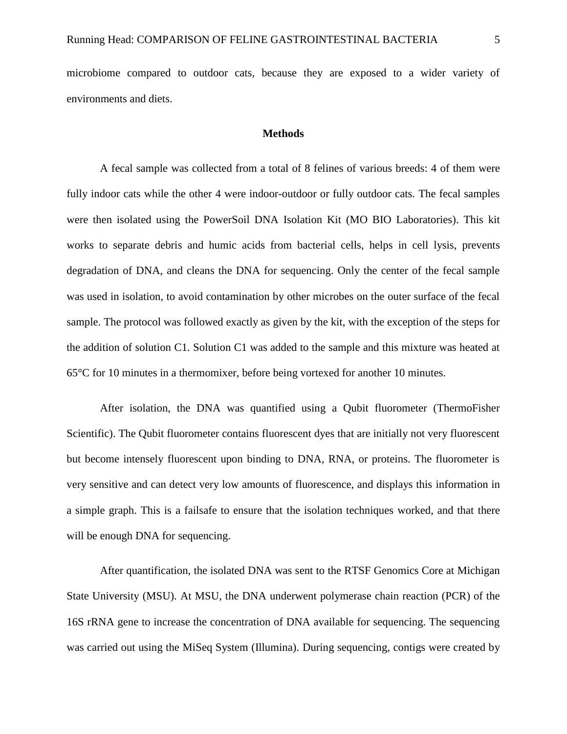microbiome compared to outdoor cats, because they are exposed to a wider variety of environments and diets.

## Methods

A fecal sample was collected from a total of 8 felines of various breeds: 4 of them were fully indoor cats while the other 4 were indoor-outdoor or fully outdoor cats. The fecal samples were then isolated using the PowerSoil DNA Isolation Kit (MO BIO Laboratories). This kit works to separate debris and humic acids from bacterial cells, helps in cell lysis, prevents degradation of DNA, and cleans the DNA for sequencing. Only the center of the fecal sample was used in isolation, to avoid contamination by other microbes on the outer surface of the fecal sample. The protocol was followed exactly as given by the kit, with the exception of the steps for the addition of solution C1. Solution C1 was added to the sample and this mixture was heated at 65°C for 10 minutes in a thermomixer, before being vortexed for another 10 minutes.

After isolation, the DNA was quantified using a Qubit fluorometer (ThermoFisher Scientific). The Qubit fluorometer contains fluorescent dyes that are initially not very fluorescent but become intensely fluorescent upon binding to DNA, RNA, or proteins. The fluorometer is very sensitive and can detect very low amounts of fluorescence, and displays this information in a simple graph. This is a failsafe to ensure that the isolation techniques worked, and that there will be enough DNA for sequencing.

After quantification, the isolated DNA was sent to the RTSF Genomics Core at Michigan State University (MSU). At MSU, the DNA underwent polymerase chain reaction (PCR) of the 16S rRNA gene to increase the concentration of DNA available for sequencing. The sequencing was carried out using the MiSeq System (Illumina). During sequencing, contigs were created by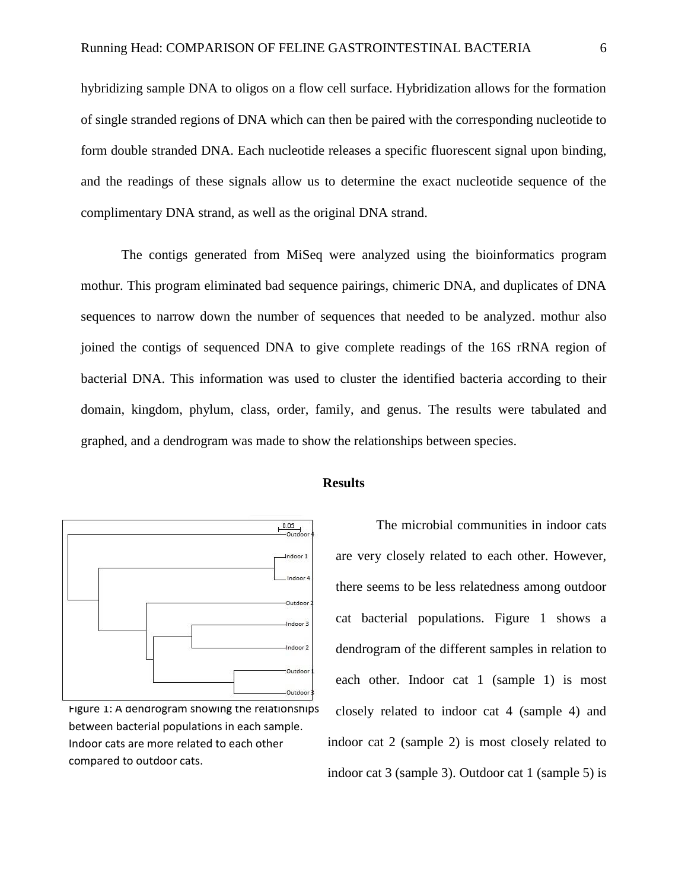hybridizing sample DNA to oligos on a flow cell surface. Hybridization allows for the formation of single stranded regions of DNA which can then be paired with the corresponding nucleotide to form double stranded DNA. Each nucleotide releases a specific fluorescent signal upon binding, and the readings of these signals allow us to determine the exact nucleotide sequence of the complimentary DNA strand, as well as the original DNA strand.

The contigs generated from MiSeq were analyzed using the bioinformatics program mothur. This program eliminated bad sequence pairings, chimeric DNA, and duplicates of DNA sequences to narrow down the number of sequences that needed to be analyzed. mothur also joined the contigs of sequenced DNA to give complete readings of the 16S rRNA region of bacterial DNA. This information was used to cluster the identified bacteria according to their domain, kingdom, phylum, class, order, family, and genus. The results were tabulated and graphed, and a dendrogram was made to show the relationships between species.

## Results

Figure 1: A dendrogram showing the relationships between bacterial populations in each sample. Indoor cats are more related to each other compared to outdoor cats.

The microbial communities in indoor cats are very closely related to each other. However, there seems to be less relatedness among outdoor cat bacterial populations. Figure 1 shows a dendrogram of the different samples in relation to each other. Indoor cat 1 (sample 1) is most closely related to indoor cat 4 (sample 4) and indoor cat 2 (sample 2) is most closely related to indoor cat 3 (sample 3). Outdoor cat 1 (sample 5) is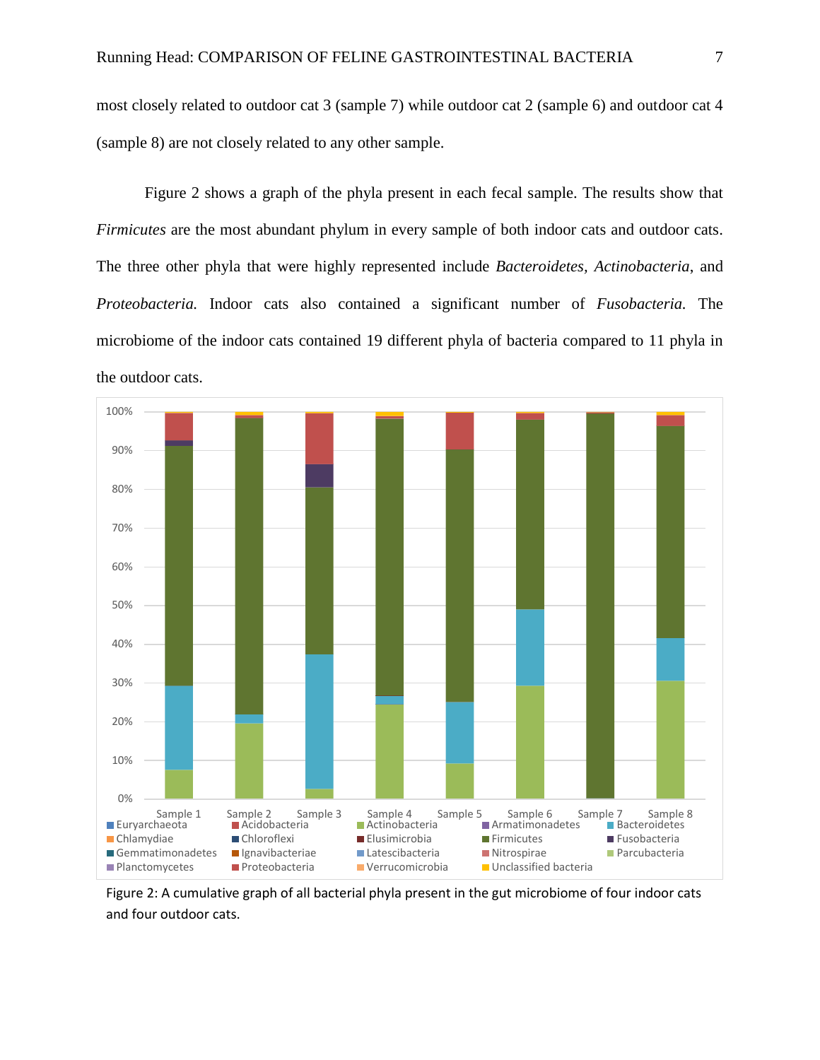most closely related to outdoor cat 3 (sample 7) while outdoor cat 2 (sample 6) and outdoor cat 4 (sample 8) are not closely related to any other sample.

Figure 2 shows a graph of the phyla present in each fecal sample. The results show that *Firmicutes* are the most abundant phylum in every sample of both indoor cats and outdoor cats. The three other phyla that were highly represented include *Bacteroidetes*, *Actinobacteria*, and *Proteobacteria.* Indoor cats also contained a significant number of *Fusobacteria.* The microbiome of the indoor cats contained 19 different phyla of bacteria compared to 11 phyla in the outdoor cats.

Figure 2: A cumulative graph of all bacterial phyla present in the gut microbiome of four indoor cats and four outdoor cats.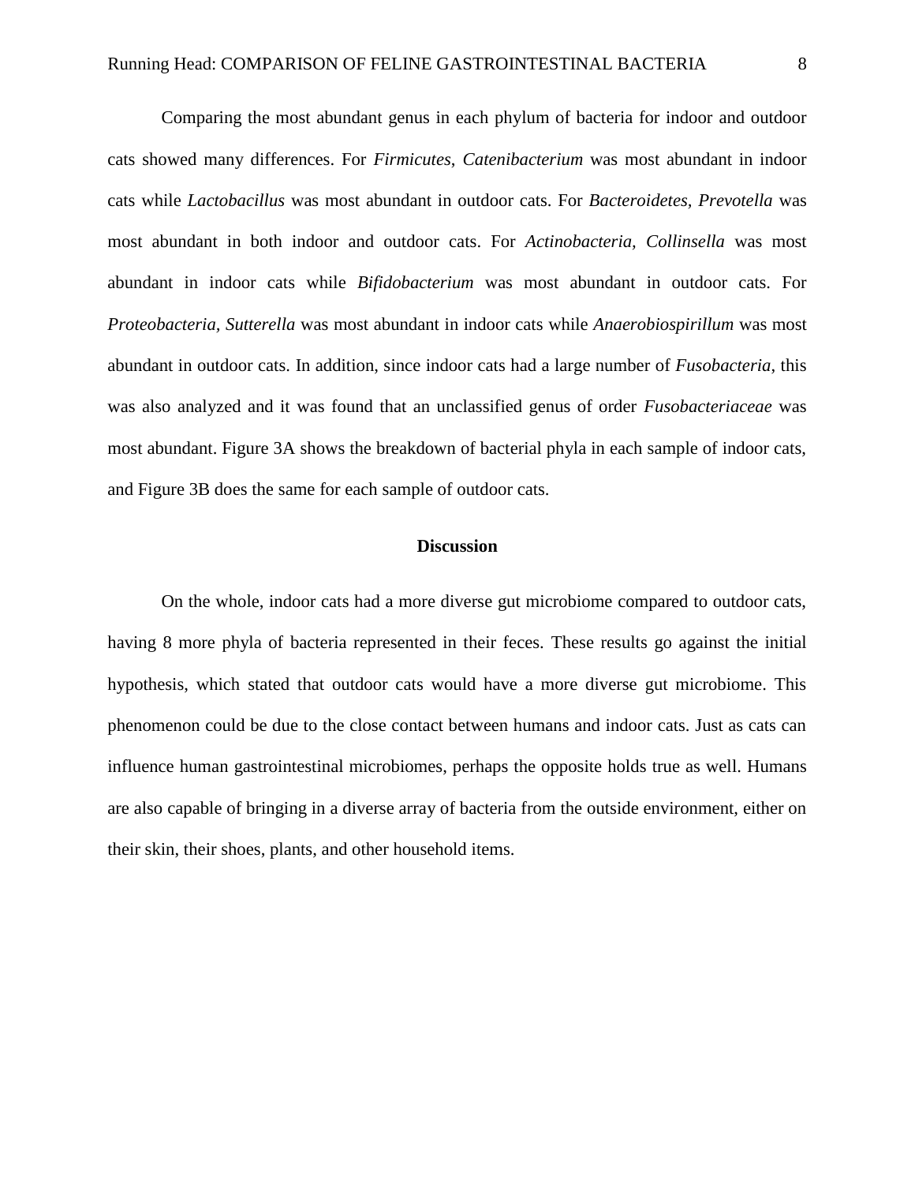Comparing the most abundant genus in each phylum of bacteria for indoor and outdoor cats showed many differences. For *Firmicutes*, *Catenibacterium* was most abundant in indoor cats while *Lactobacillus* was most abundant in outdoor cats. For *Bacteroidetes, Prevotella* was most abundant in both indoor and outdoor cats. For *Actinobacteria, Collinsella* was most abundant in indoor cats while *Bifidobacterium* was most abundant in outdoor cats. For *Proteobacteria, Sutterella* was most abundant in indoor cats while *Anaerobiospirillum* was most abundant in outdoor cats. In addition, since indoor cats had a large number of *Fusobacteria*, this was also analyzed and it was found that an unclassified genus of order *Fusobacteriaceae* was most abundant. Figure 3A shows the breakdown of bacterial phyla in each sample of indoor cats, and Figure 3B does the same for each sample of outdoor cats.

## Discussion

On the whole, indoor cats had a more diverse gut microbiome compared to outdoor cats, having 8 more phyla of bacteria represented in their feces. These results go against the initial hypothesis, which stated that outdoor cats would have a more diverse gut microbiome. This phenomenon could be due to the close contact between humans and indoor cats. Just as cats can influence human gastrointestinal microbiomes, perhaps the opposite holds true as well. Humans are also capable of bringing in a diverse array of bacteria from the outside environment, either on their skin, their shoes, plants, and other household items.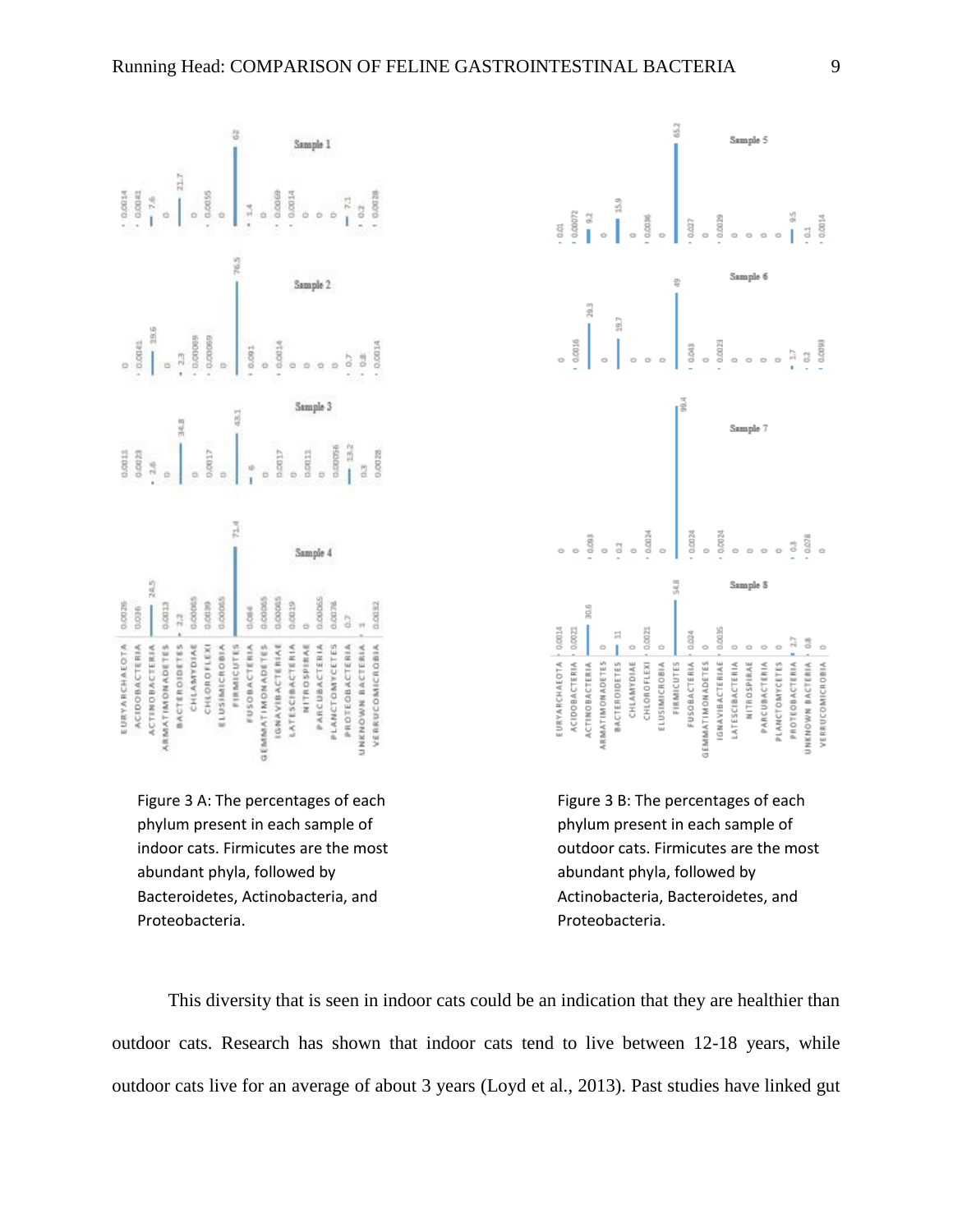Figure 3 A: The percentages of each phylum present in each sample of indoor cats. Firmicutes are the most abundant phyla, followed by Bacteroidetes, Actinobacteria, and Proteobacteria.

Figure 3 B: The percentages of each phylum present in each sample of outdoor cats. Firmicutes are the most abundant phyla, followed by Actinobacteria, Bacteroidetes, and Proteobacteria.

This diversity that is seen in indoor cats could be an indication that they are healthier than outdoor cats. Research has shown that indoor cats tend to live between 12-18 years, while outdoor cats live for an average of about 3 years (Loyd et al., 2013). Past studies have linked gut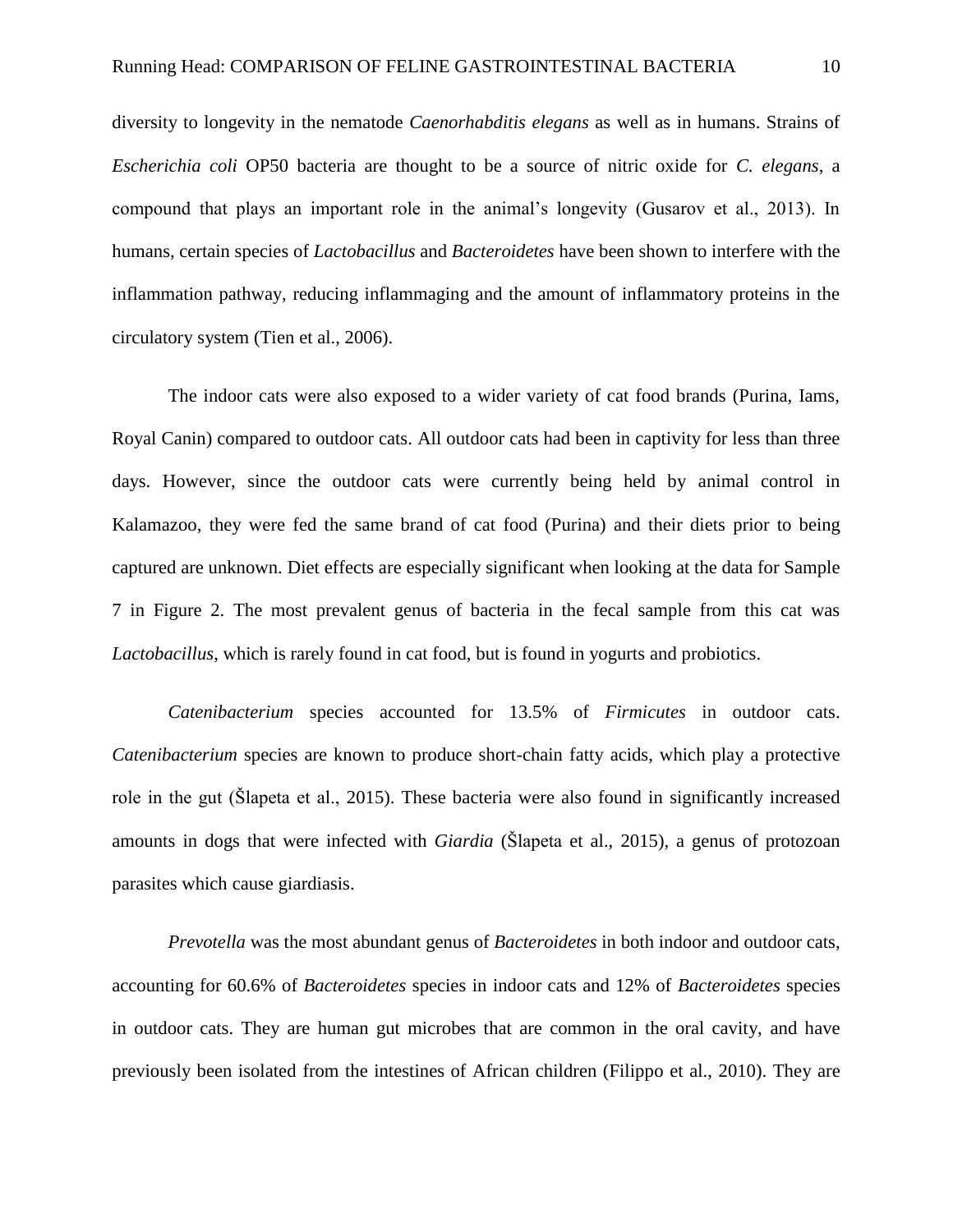diversity to longevity in the nematode *Caenorhabditis elegans* as well as in humans. Strains of *Escherichia coli* OP50 bacteria are thought to be a source of nitric oxide for *C. elegans*, a compound that plays an important role in the animal's longevity (Gusarov et al., 2013). In humans, certain species of *Lactobacillus* and *Bacteroidetes* have been shown to interfere with the inflammation pathway, reducing inflammaging and the amount of inflammatory proteins in the circulatory system (Tien et al., 2006).

The indoor cats were also exposed to a wider variety of cat food brands (Purina, Iams, Royal Canin) compared to outdoor cats. All outdoor cats had been in captivity for less than three days. However, since the outdoor cats were currently being held by animal control in Kalamazoo, they were fed the same brand of cat food (Purina) and their diets prior to being captured are unknown. Diet effects are especially significant when looking at the data for Sample 7 in Figure 2. The most prevalent genus of bacteria in the fecal sample from this cat was *Lactobacillus*, which is rarely found in cat food, but is found in yogurts and probiotics.

*Catenibacterium* species accounted for 13.5% of *Firmicutes* in outdoor cats. *Catenibacterium* species are known to produce short-chain fatty acids, which play a protective role in the gut (Šlapeta et al., 2015). These bacteria were also found in significantly increased amounts in dogs that were infected with *Giardia* (Šlapeta et al., 2015), a genus of protozoan parasites which cause giardiasis.

*Prevotella* was the most abundant genus of *Bacteroidetes* in both indoor and outdoor cats, accounting for 60.6% of *Bacteroidetes* species in indoor cats and 12% of *Bacteroidetes* species in outdoor cats. They are human gut microbes that are common in the oral cavity, and have previously been isolated from the intestines of African children (Filippo et al., 2010). They are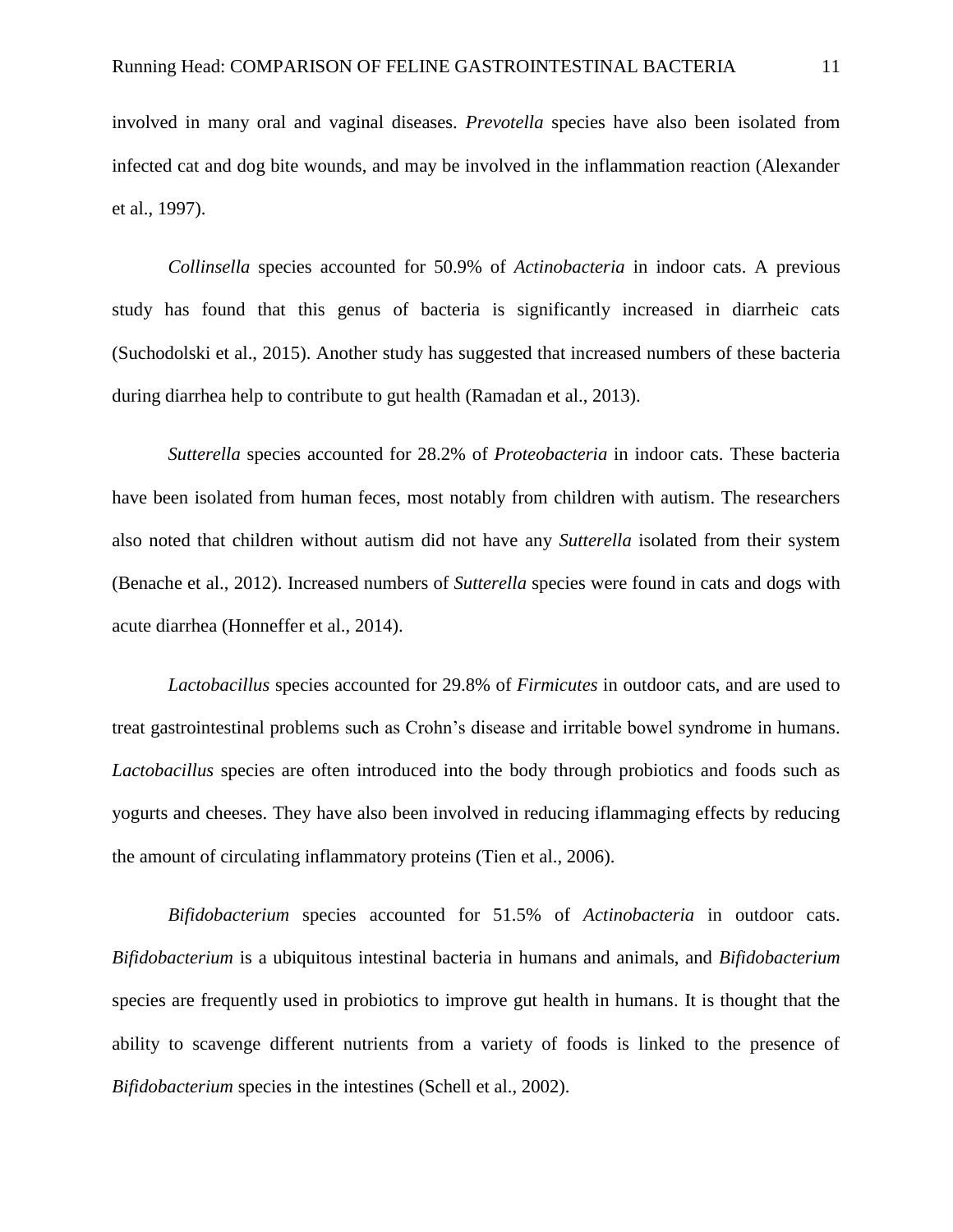involved in many oral and vaginal diseases. *Prevotella* species have also been isolated from infected cat and dog bite wounds, and may be involved in the inflammation reaction (Alexander et al., 1997).

*Collinsella* species accounted for 50.9% of *Actinobacteria* in indoor cats. A previous study has found that this genus of bacteria is significantly increased in diarrheic cats (Suchodolski et al., 2015). Another study has suggested that increased numbers of these bacteria during diarrhea help to contribute to gut health (Ramadan et al., 2013).

*Sutterella* species accounted for 28.2% of *Proteobacteria* in indoor cats. These bacteria have been isolated from human feces, most notably from children with autism. The researchers also noted that children without autism did not have any *Sutterella* isolated from their system (Benache et al., 2012). Increased numbers of *Sutterella* species were found in cats and dogs with acute diarrhea (Honneffer et al., 2014).

*Lactobacillus* species accounted for 29.8% of *Firmicutes* in outdoor cats, and are used to treat gastrointestinal problems such as Crohn's disease and irritable bowel syndrome in humans. *Lactobacillus* species are often introduced into the body through probiotics and foods such as yogurts and cheeses. They have also been involved in reducing iflammaging effects by reducing the amount of circulating inflammatory proteins (Tien et al., 2006).

*Bifidobacterium* species accounted for 51.5% of *Actinobacteria* in outdoor cats. *Bifidobacterium* is a ubiquitous intestinal bacteria in humans and animals, and *Bifidobacterium* species are frequently used in probiotics to improve gut health in humans. It is thought that the ability to scavenge different nutrients from a variety of foods is linked to the presence of *Bifidobacterium* species in the intestines (Schell et al., 2002).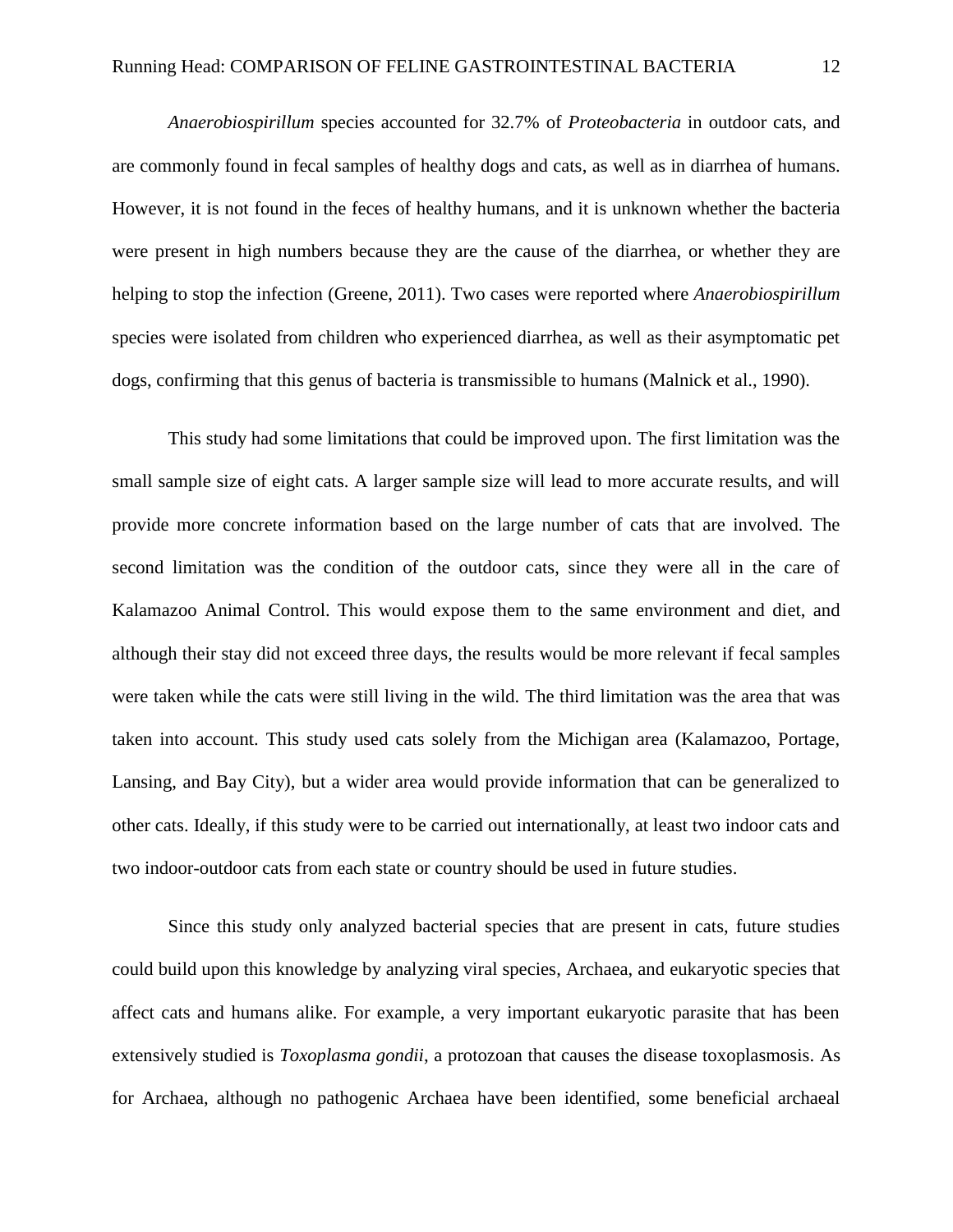*Anaerobiospirillum* species accounted for 32.7% of *Proteobacteria* in outdoor cats, and are commonly found in fecal samples of healthy dogs and cats, as well as in diarrhea of humans. However, it is not found in the feces of healthy humans, and it is unknown whether the bacteria were present in high numbers because they are the cause of the diarrhea, or whether they are helping to stop the infection (Greene, 2011). Two cases were reported where *Anaerobiospirillum* species were isolated from children who experienced diarrhea, as well as their asymptomatic pet dogs, confirming that this genus of bacteria is transmissible to humans (Malnick et al., 1990).

This study had some limitations that could be improved upon. The first limitation was the small sample size of eight cats. A larger sample size will lead to more accurate results, and will provide more concrete information based on the large number of cats that are involved. The second limitation was the condition of the outdoor cats, since they were all in the care of Kalamazoo Animal Control. This would expose them to the same environment and diet, and although their stay did not exceed three days, the results would be more relevant if fecal samples were taken while the cats were still living in the wild. The third limitation was the area that was taken into account. This study used cats solely from the Michigan area (Kalamazoo, Portage, Lansing, and Bay City), but a wider area would provide information that can be generalized to other cats. Ideally, if this study were to be carried out internationally, at least two indoor cats and two indoor-outdoor cats from each state or country should be used in future studies.

Since this study only analyzed bacterial species that are present in cats, future studies could build upon this knowledge by analyzing viral species, Archaea, and eukaryotic species that affect cats and humans alike. For example, a very important eukaryotic parasite that has been extensively studied is *Toxoplasma gondii*, a protozoan that causes the disease toxoplasmosis. As for Archaea, although no pathogenic Archaea have been identified, some beneficial archaeal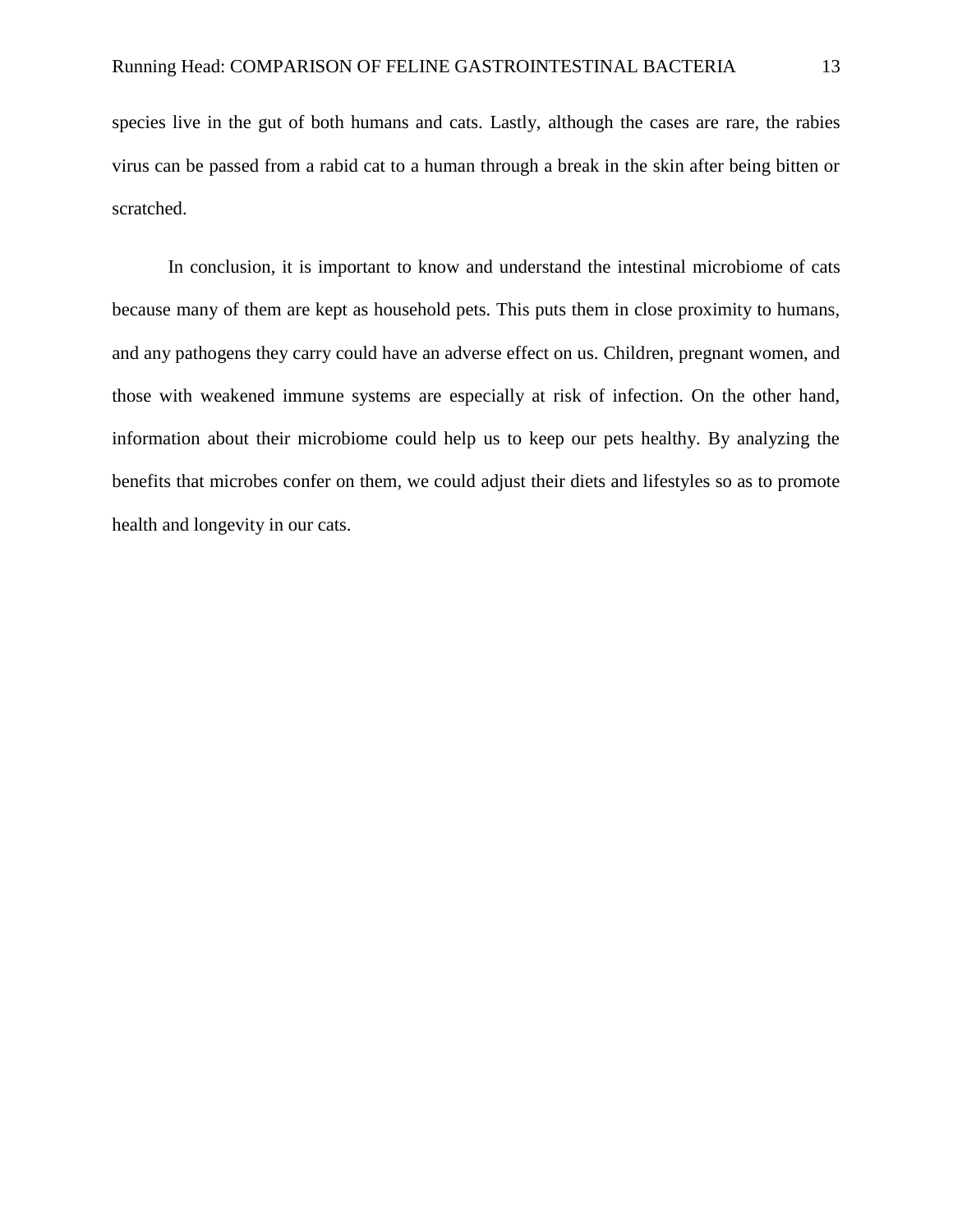species live in the gut of both humans and cats. Lastly, although the cases are rare, the rabies virus can be passed from a rabid cat to a human through a break in the skin after being bitten or scratched.

In conclusion, it is important to know and understand the intestinal microbiome of cats because many of them are kept as household pets. This puts them in close proximity to humans, and any pathogens they carry could have an adverse effect on us. Children, pregnant women, and those with weakened immune systems are especially at risk of infection. On the other hand, information about their microbiome could help us to keep our pets healthy. By analyzing the benefits that microbes confer on them, we could adjust their diets and lifestyles so as to promote health and longevity in our cats.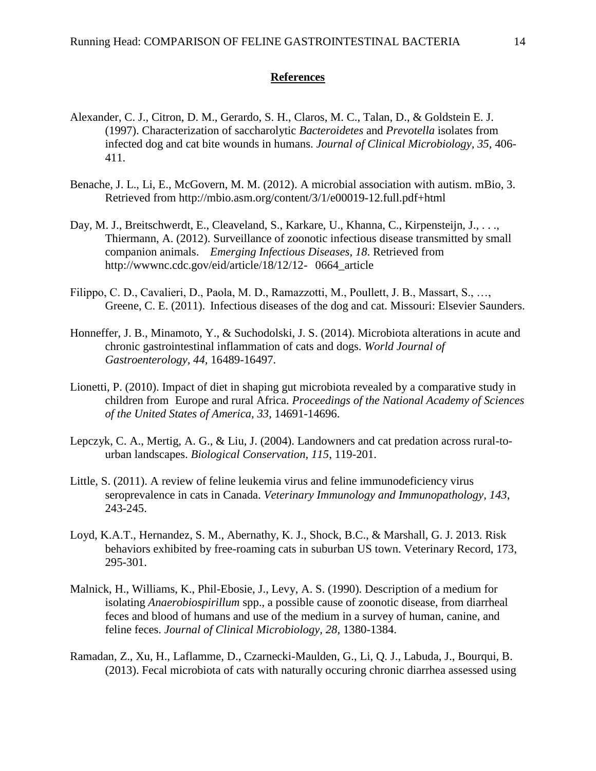## References

Alexander, C. J., Citron, D. M., Gerardo, S. H., Claros, M. C., Talan, D., & Goldstein E. J. (1997). Characterization of saccharolytic *Bacteroidetes* and *Prevotella* isolates from infected dog and cat bite wounds in humans. *Journal of Clinical Microbiology, 35,* 406-411.

Benache, J. L., Li, E., McGovern, M. M. (2012). A microbial association with autism. mBio, 3. Retrieved from http://mbio.asm.org/content/3/1/e00019-12.full.pdf+html

Day, M. J., Breitschwerdt, E., Cleaveland, S., Karkare, U., Khanna, C., Kirpensteijn, J., . . ., Thiermann, A. (2012). Surveillance of zoonotic infectious disease transmitted by small companion animals. *Emerging Infectious Diseases, 18*. Retrieved from http://wwwnc.cdc.gov/eid/article/18/12/12- 0664_article

Filippo, C. D., Cavalieri, D., Paola, M. D., Ramazzotti, M., Poullett, J. B., Massart, S., …, Greene, C. E. (2011). Infectious diseases of the dog and cat. Missouri: Elsevier Saunders.

Honneffer, J. B., Minamoto, Y., & Suchodolski, J. S. (2014). Microbiota alterations in acute and chronic gastrointestinal inflammation of cats and dogs. *World Journal of Gastroenterology, 44,* 16489-16497.

Lionetti, P. (2010). Impact of diet in shaping gut microbiota revealed by a comparative study in children from Europe and rural Africa. *Proceedings of the National Academy of Sciences of the United States of America, 33,* 14691-14696.

Lepczyk, C. A., Mertig, A. G., & Liu, J. (2004). Landowners and cat predation across rural-to-urban landscapes. *Biological Conservation, 115*, 119-201.

Little, S. (2011). A review of feline leukemia virus and feline immunodeficiency virus seroprevalence in cats in Canada. *Veterinary Immunology and Immunopathology, 143,* 243-245.

Loyd, K.A.T., Hernandez, S. M., Abernathy, K. J., Shock, B.C., & Marshall, G. J. 2013. Risk behaviors exhibited by free-roaming cats in suburban US town. Veterinary Record, 173, 295-301.

Malnick, H., Williams, K., Phil-Ebosie, J., Levy, A. S. (1990). Description of a medium for isolating *Anaerobiospirillum* spp., a possible cause of zoonotic disease, from diarrheal feces and blood of humans and use of the medium in a survey of human, canine, and feline feces. *Journal of Clinical Microbiology, 28,* 1380-1384.

Ramadan, Z., Xu, H., Laflamme, D., Czarnecki-Maulden, G., Li, Q. J., Labuda, J., Bourqui, B. (2013). Fecal microbiota of cats with naturally occuring chronic diarrhea assessed using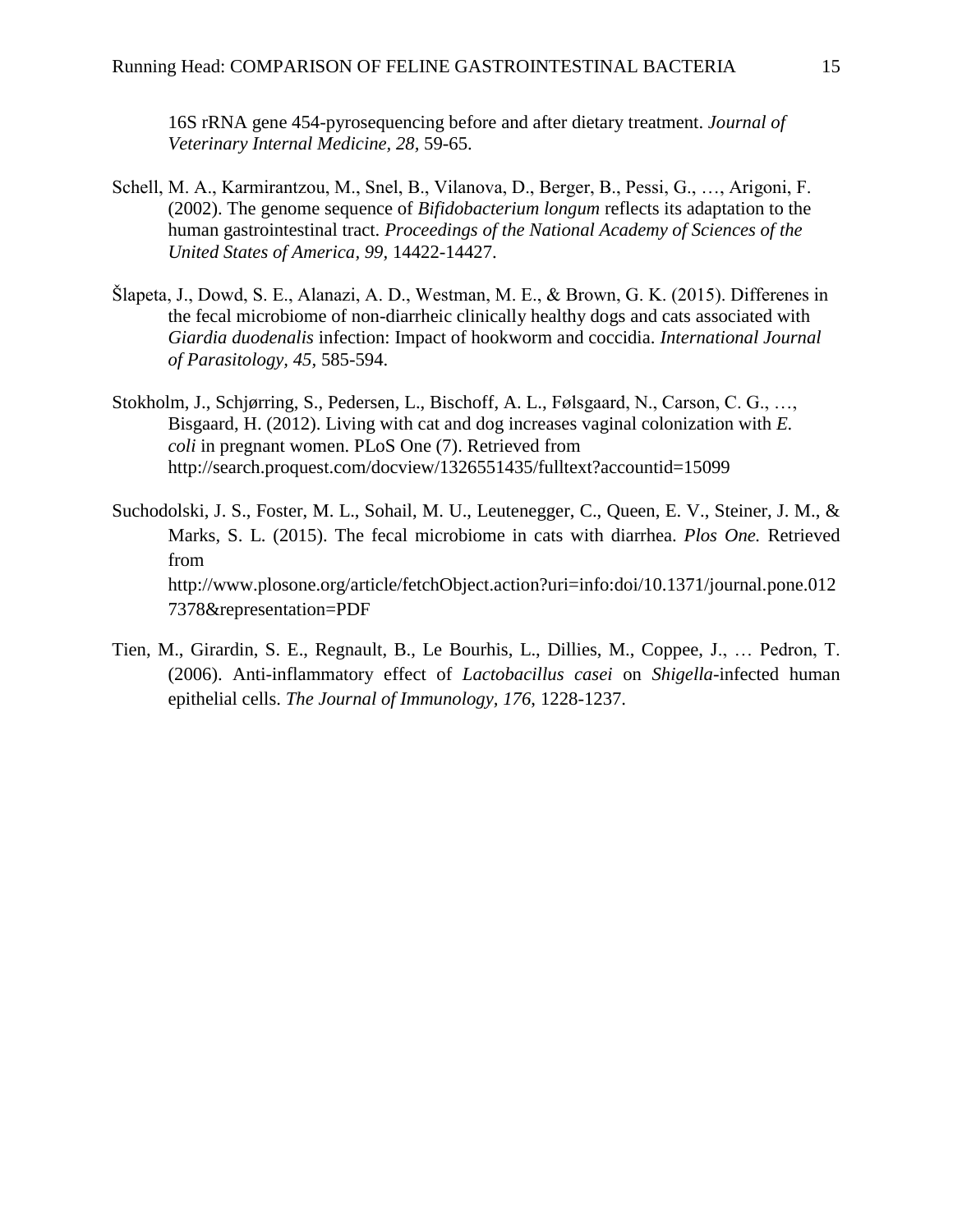16S rRNA gene 454-pyrosequencing before and after dietary treatment. *Journal of Veterinary Internal Medicine, 28,* 59-65.

Schell, M. A., Karmirantzou, M., Snel, B., Vilanova, D., Berger, B., Pessi, G., …, Arigoni, F. (2002). The genome sequence of *Bifidobacterium longum* reflects its adaptation to the human gastrointestinal tract. *Proceedings of the National Academy of Sciences of the United States of America, 99,* 14422-14427.

Šlapeta, J., Dowd, S. E., Alanazi, A. D., Westman, M. E., & Brown, G. K. (2015). Differenes in the fecal microbiome of non-diarrheic clinically healthy dogs and cats associated with *Giardia duodenalis* infection: Impact of hookworm and coccidia. *International Journal of Parasitology, 45,* 585-594.

Stokholm, J., Schjørring, S., Pedersen, L., Bischoff, A. L., Følsgaard, N., Carson, C. G., …, Bisgaard, H. (2012). Living with cat and dog increases vaginal colonization with *E. coli* in pregnant women. PLoS One (7). Retrieved from http://search.proquest.com/docview/1326551435/fulltext?accountid=15099

Suchodolski, J. S., Foster, M. L., Sohail, M. U., Leutenegger, C., Queen, E. V., Steiner, J. M., & Marks, S. L. (2015). The fecal microbiome in cats with diarrhea. *Plos One.* Retrieved from http://www.plosone.org/article/fetchObject.action?uri=info:doi/10.1371/journal.pone.0127378&representation=PDF

Tien, M., Girardin, S. E., Regnault, B., Le Bourhis, L., Dillies, M., Coppee, J., … Pedron, T. (2006). Anti-inflammatory effect of *Lactobacillus casei* on *Shigella*-infected human epithelial cells. *The Journal of Immunology, 176*, 1228-1237.